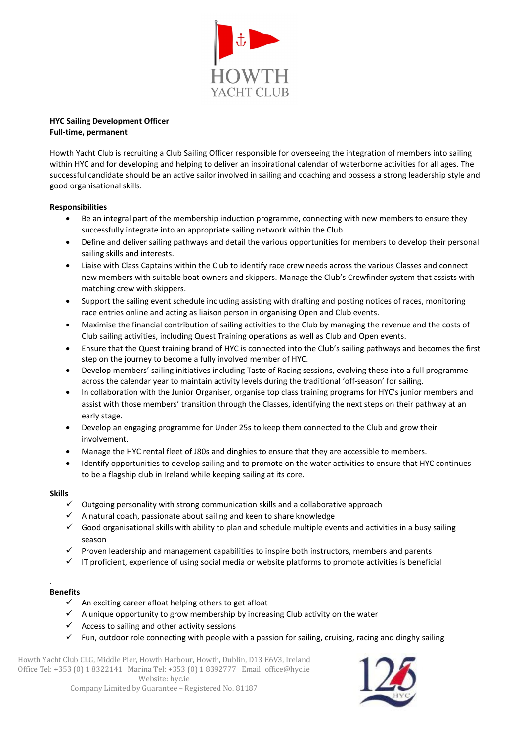HOWTH
YACHT CLUB

**HYC Sailing Development Officer**
**Full-time, permanent**

Howth Yacht Club is recruiting a Club Sailing Officer responsible for overseeing the integration of members into sailing within HYC and for developing and helping to deliver an inspirational calendar of waterborne activities for all ages. The successful candidate should be an active sailor involved in sailing and coaching and possess a strong leadership style and good organisational skills.

**Responsibilities**

- Be an integral part of the membership induction programme, connecting with new members to ensure they successfully integrate into an appropriate sailing network within the Club.
- Define and deliver sailing pathways and detail the various opportunities for members to develop their personal sailing skills and interests.
- Liaise with Class Captains within the Club to identify race crew needs across the various Classes and connect new members with suitable boat owners and skippers. Manage the Club's Crewfinder system that assists with matching crew with skippers.
- Support the sailing event schedule including assisting with drafting and posting notices of races, monitoring race entries online and acting as liaison person in organising Open and Club events.
- Maximise the financial contribution of sailing activities to the Club by managing the revenue and the costs of Club sailing activities, including Quest Training operations as well as Club and Open events.
- Ensure that the Quest training brand of HYC is connected into the Club's sailing pathways and becomes the first step on the journey to become a fully involved member of HYC.
- Develop members' sailing initiatives including Taste of Racing sessions, evolving these into a full programme across the calendar year to maintain activity levels during the traditional 'off-season' for sailing.
- In collaboration with the Junior Organiser, organise top class training programs for HYC's junior members and assist with those members' transition through the Classes, identifying the next steps on their pathway at an early stage.
- Develop an engaging programme for Under 25s to keep them connected to the Club and grow their involvement.
- Manage the HYC rental fleet of J80s and dinghies to ensure that they are accessible to members.
- Identify opportunities to develop sailing and to promote on the water activities to ensure that HYC continues to be a flagship club in Ireland while keeping sailing at its core.

**Skills**

- ✓ Outgoing personality with strong communication skills and a collaborative approach
- ✓ A natural coach, passionate about sailing and keen to share knowledge
- ✓ Good organisational skills with ability to plan and schedule multiple events and activities in a busy sailing season
- ✓ Proven leadership and management capabilities to inspire both instructors, members and parents
- ✓ IT proficient, experience of using social media or website platforms to promote activities is beneficial

**Benefits**

- ✓ An exciting career afloat helping others to get afloat
- ✓ A unique opportunity to grow membership by increasing Club activity on the water
- ✓ Access to sailing and other activity sessions
- ✓ Fun, outdoor role connecting with people with a passion for sailing, cruising, racing and dinghy sailing

Howth Yacht Club CLG, Middle Pier, Howth Harbour, Howth, Dublin, D13 E6V3, Ireland
Office Tel: +353 (0) 1 8322141 Marina Tel: +353 (0) 1 8392777 Email: office@hyc.ie
Website: hyc.ie
Company Limited by Guarantee – Registered No. 81187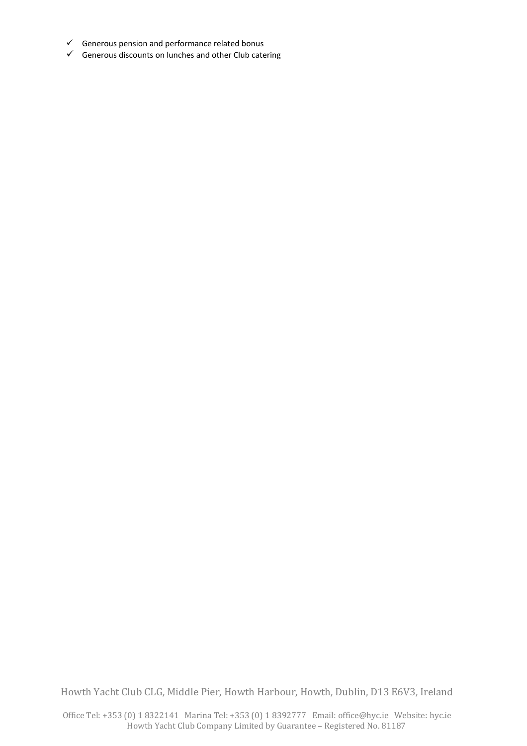- ✓ Generous pension and performance related bonus
- ✓ Generous discounts on lunches and other Club catering